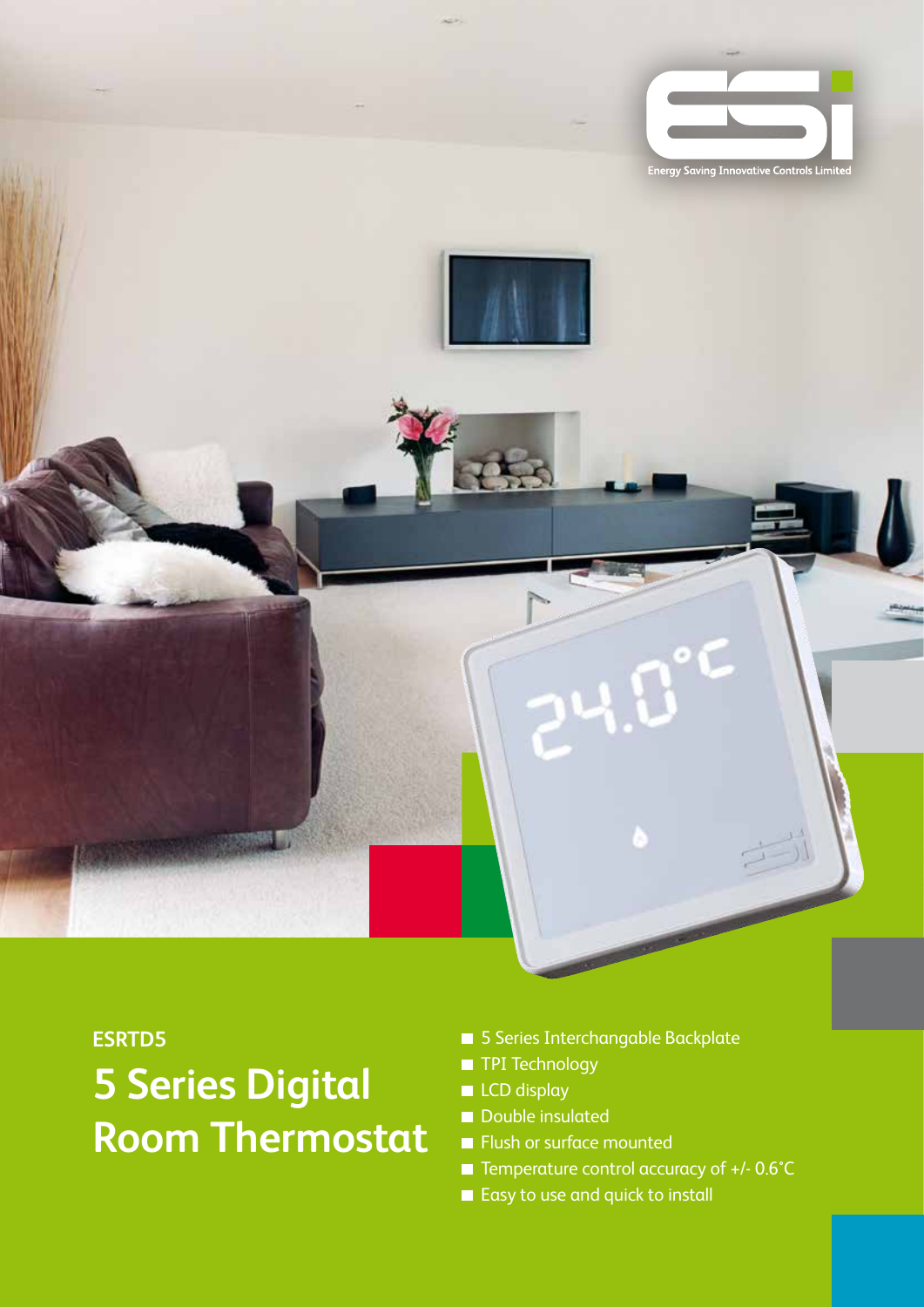Energy Saving Innovative Controls Limited

ESRTD5

# 5 Series Digital Room Thermostat

- 5 Series Interchangable Backplate
- TPI Technology
- LCD display
- Double insulated
- Flush or surface mounted
- Temperature control accuracy of +/- 0.6˚C
- Easy to use and quick to install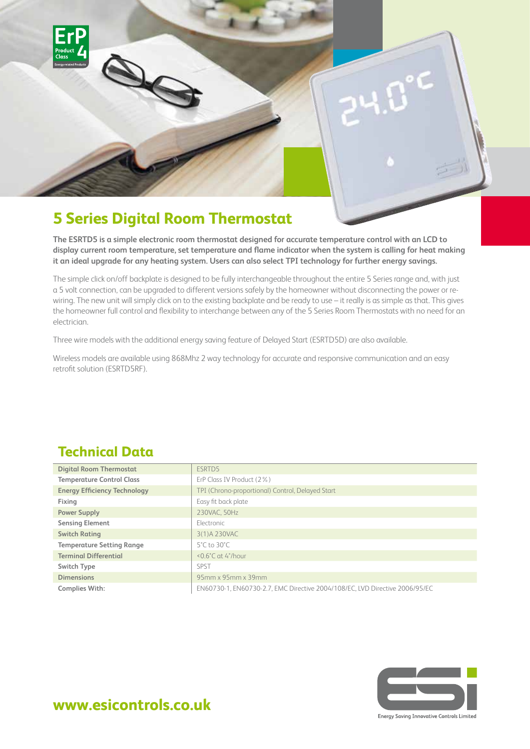# 5 Series Digital Room Thermostat

**The ESRTD5 is a simple electronic room thermostat designed for accurate temperature control with an LCD to display current room temperature, set temperature and flame indicator when the system is calling for heat making it an ideal upgrade for any heating system. Users can also select TPI technology for further energy savings.**

The simple click on/off backplate is designed to be fully interchangeable throughout the entire 5 Series range and, with just a 5 volt connection, can be upgraded to different versions safely by the homeowner without disconnecting the power or re-wiring. The new unit will simply click on to the existing backplate and be ready to use – it really is as simple as that. This gives the homeowner full control and flexibility to interchange between any of the 5 Series Room Thermostats with no need for an electrician.

Three wire models with the additional energy saving feature of Delayed Start (ESRTD5D) are also available.

Wireless models are available using 868Mhz 2 way technology for accurate and responsive communication and an easy retrofit solution (ESRTD5RF).

## Technical Data

| | |
|---|---|
| **Digital Room Thermostat** | ESRTD5 |
| **Temperature Control Class** | ErP Class IV Product (2%) |
| **Energy Efficiency Technology** | TPI (Chrono-proportional) Control, Delayed Start |
| **Fixing** | Easy fit back plate |
| **Power Supply** | 230VAC, 50Hz |
| **Sensing Element** | Electronic |
| **Switch Rating** | 3(1)A 230VAC |
| **Temperature Setting Range** | 5°C to 30°C |
| **Terminal Differential** | <0.6°C at 4°/hour |
| **Switch Type** | SPST |
| **Dimensions** | 95mm x 95mm x 39mm |
| **Complies With:** | EN60730-1, EN60730-2.7, EMC Directive 2004/108/EC, LVD Directive 2006/95/EC |

**www.esicontrols.co.uk**

Energy Saving Innovative Controls Limited